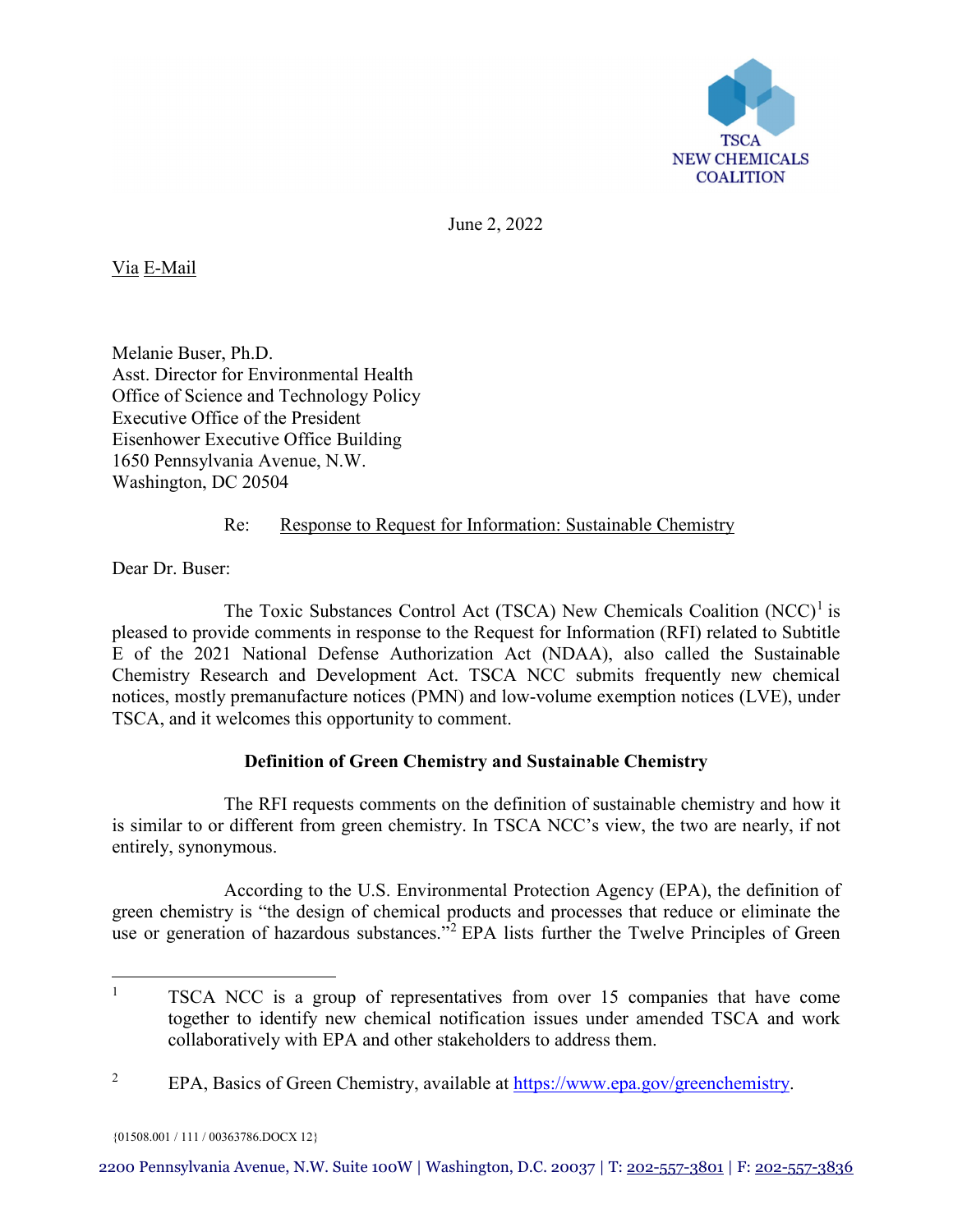TSCA NEW CHEMICALS COALITION

June 2, 2022

Via E-Mail

Melanie Buser, Ph.D.
Asst. Director for Environmental Health
Office of Science and Technology Policy
Executive Office of the President
Eisenhower Executive Office Building
1650 Pennsylvania Avenue, N.W.
Washington, DC 20504

Re: Response to Request for Information: Sustainable Chemistry

Dear Dr. Buser:

The Toxic Substances Control Act (TSCA) New Chemicals Coalition (NCC)[1] is pleased to provide comments in response to the Request for Information (RFI) related to Subtitle E of the 2021 National Defense Authorization Act (NDAA), also called the Sustainable Chemistry Research and Development Act. TSCA NCC submits frequently new chemical notices, mostly premanufacture notices (PMN) and low-volume exemption notices (LVE), under TSCA, and it welcomes this opportunity to comment.

**Definition of Green Chemistry and Sustainable Chemistry**

The RFI requests comments on the definition of sustainable chemistry and how it is similar to or different from green chemistry. In TSCA NCC's view, the two are nearly, if not entirely, synonymous.

According to the U.S. Environmental Protection Agency (EPA), the definition of green chemistry is "the design of chemical products and processes that reduce or eliminate the use or generation of hazardous substances."[2] EPA lists further the Twelve Principles of Green

---

[1] TSCA NCC is a group of representatives from over 15 companies that have come together to identify new chemical notification issues under amended TSCA and work collaboratively with EPA and other stakeholders to address them.

[2] EPA, Basics of Green Chemistry, available at https://www.epa.gov/greenchemistry.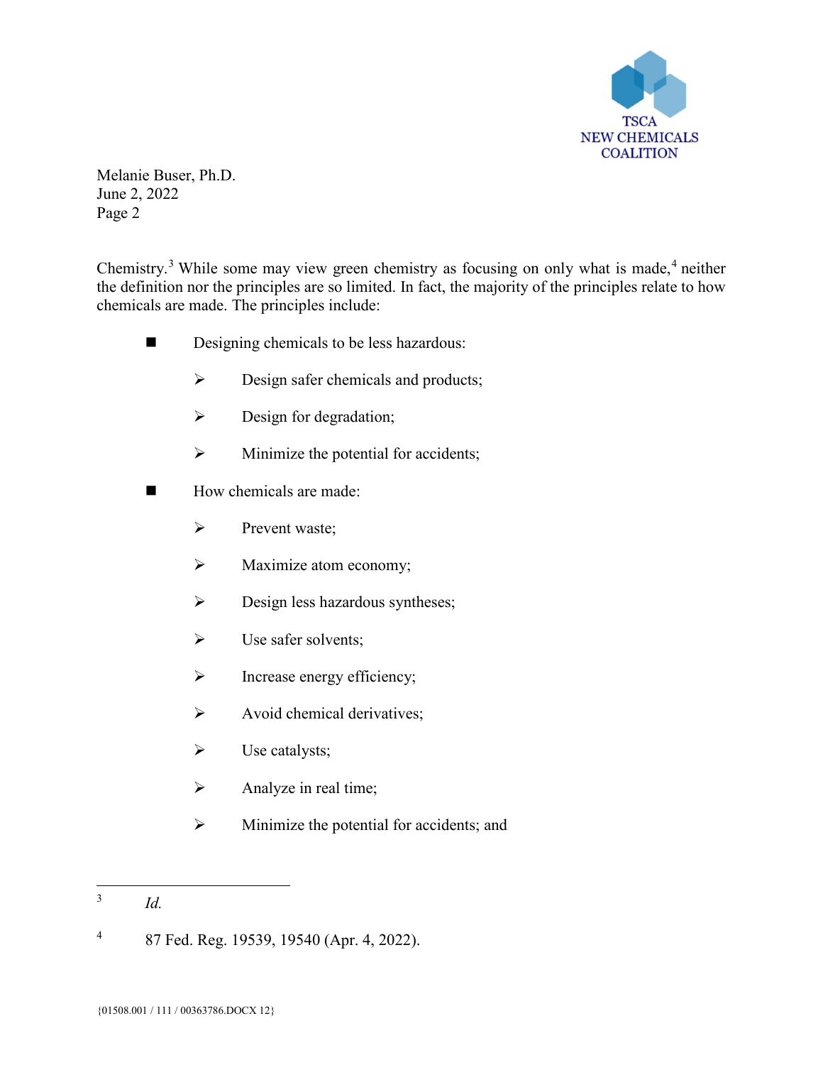Chemistry.[3] While some may view green chemistry as focusing on only what is made,[4] neither the definition nor the principles are so limited. In fact, the majority of the principles relate to how chemicals are made. The principles include:

- Designing chemicals to be less hazardous:
  - Design safer chemicals and products;
  - Design for degradation;
  - Minimize the potential for accidents;
- How chemicals are made:
  - Prevent waste;
  - Maximize atom economy;
  - Design less hazardous syntheses;
  - Use safer solvents;
  - Increase energy efficiency;
  - Avoid chemical derivatives;
  - Use catalysts;
  - Analyze in real time;
  - Minimize the potential for accidents; and

---

[3] *Id.*

[4] 87 Fed. Reg. 19539, 19540 (Apr. 4, 2022).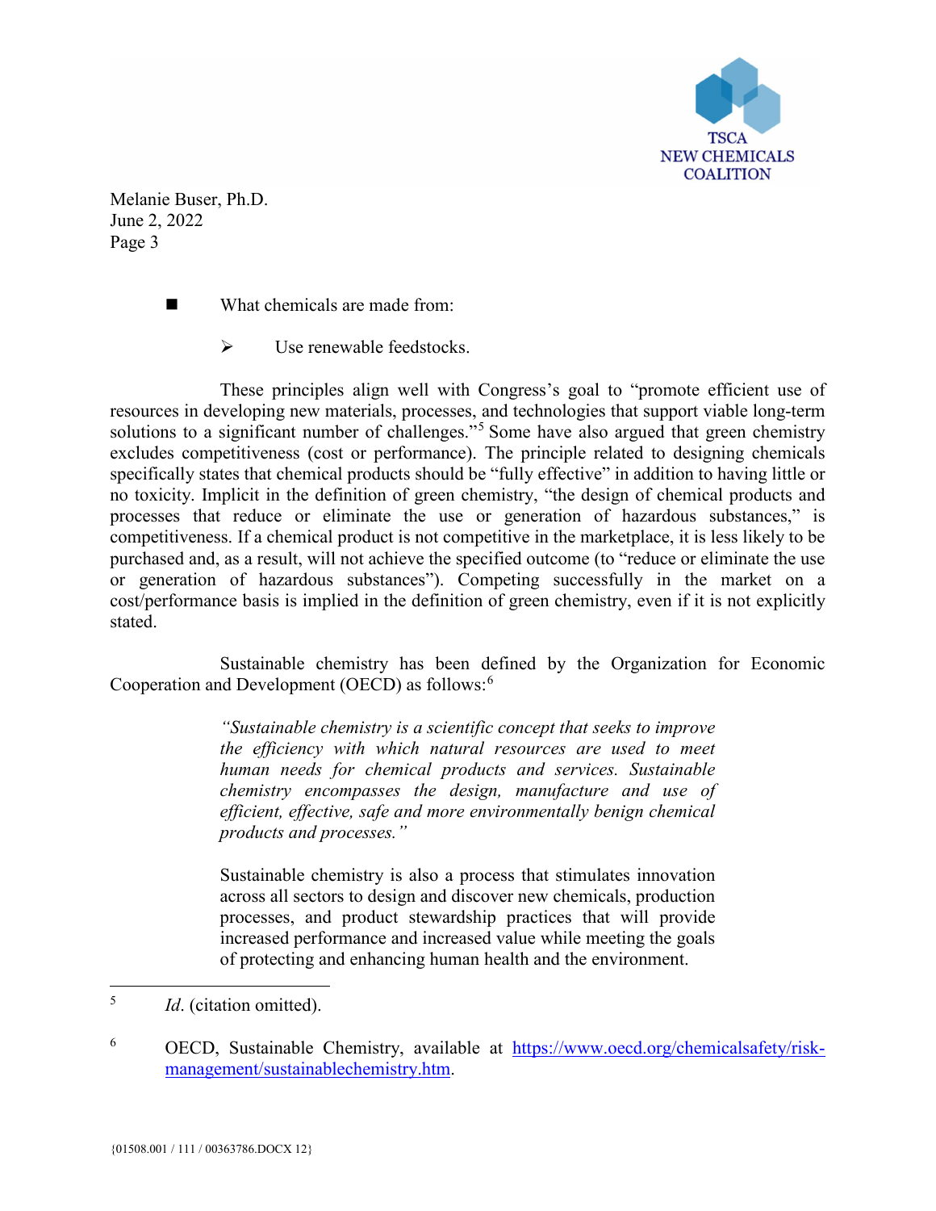- What chemicals are made from:
  - Use renewable feedstocks.

These principles align well with Congress's goal to "promote efficient use of resources in developing new materials, processes, and technologies that support viable long-term solutions to a significant number of challenges."[5] Some have also argued that green chemistry excludes competitiveness (cost or performance). The principle related to designing chemicals specifically states that chemical products should be "fully effective" in addition to having little or no toxicity. Implicit in the definition of green chemistry, "the design of chemical products and processes that reduce or eliminate the use or generation of hazardous substances," is competitiveness. If a chemical product is not competitive in the marketplace, it is less likely to be purchased and, as a result, will not achieve the specified outcome (to "reduce or eliminate the use or generation of hazardous substances"). Competing successfully in the market on a cost/performance basis is implied in the definition of green chemistry, even if it is not explicitly stated.

Sustainable chemistry has been defined by the Organization for Economic Cooperation and Development (OECD) as follows:[6]

> *"Sustainable chemistry is a scientific concept that seeks to improve the efficiency with which natural resources are used to meet human needs for chemical products and services. Sustainable chemistry encompasses the design, manufacture and use of efficient, effective, safe and more environmentally benign chemical products and processes."*
>
> Sustainable chemistry is also a process that stimulates innovation across all sectors to design and discover new chemicals, production processes, and product stewardship practices that will provide increased performance and increased value while meeting the goals of protecting and enhancing human health and the environment.

---

[5] *Id.* (citation omitted).

[6] OECD, Sustainable Chemistry, available at https://www.oecd.org/chemicalsafety/risk-management/sustainablechemistry.htm.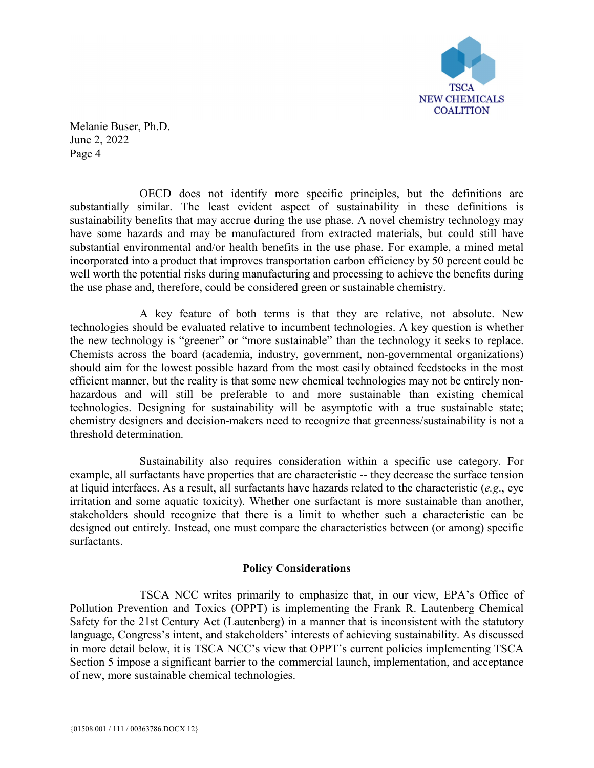OECD does not identify more specific principles, but the definitions are substantially similar. The least evident aspect of sustainability in these definitions is sustainability benefits that may accrue during the use phase. A novel chemistry technology may have some hazards and may be manufactured from extracted materials, but could still have substantial environmental and/or health benefits in the use phase. For example, a mined metal incorporated into a product that improves transportation carbon efficiency by 50 percent could be well worth the potential risks during manufacturing and processing to achieve the benefits during the use phase and, therefore, could be considered green or sustainable chemistry.

A key feature of both terms is that they are relative, not absolute. New technologies should be evaluated relative to incumbent technologies. A key question is whether the new technology is "greener" or "more sustainable" than the technology it seeks to replace. Chemists across the board (academia, industry, government, non-governmental organizations) should aim for the lowest possible hazard from the most easily obtained feedstocks in the most efficient manner, but the reality is that some new chemical technologies may not be entirely non-hazardous and will still be preferable to and more sustainable than existing chemical technologies. Designing for sustainability will be asymptotic with a true sustainable state; chemistry designers and decision-makers need to recognize that greenness/sustainability is not a threshold determination.

Sustainability also requires consideration within a specific use category. For example, all surfactants have properties that are characteristic -- they decrease the surface tension at liquid interfaces. As a result, all surfactants have hazards related to the characteristic (*e.g.*, eye irritation and some aquatic toxicity). Whether one surfactant is more sustainable than another, stakeholders should recognize that there is a limit to whether such a characteristic can be designed out entirely. Instead, one must compare the characteristics between (or among) specific surfactants.

## Policy Considerations

TSCA NCC writes primarily to emphasize that, in our view, EPA's Office of Pollution Prevention and Toxics (OPPT) is implementing the Frank R. Lautenberg Chemical Safety for the 21st Century Act (Lautenberg) in a manner that is inconsistent with the statutory language, Congress's intent, and stakeholders' interests of achieving sustainability. As discussed in more detail below, it is TSCA NCC's view that OPPT's current policies implementing TSCA Section 5 impose a significant barrier to the commercial launch, implementation, and acceptance of new, more sustainable chemical technologies.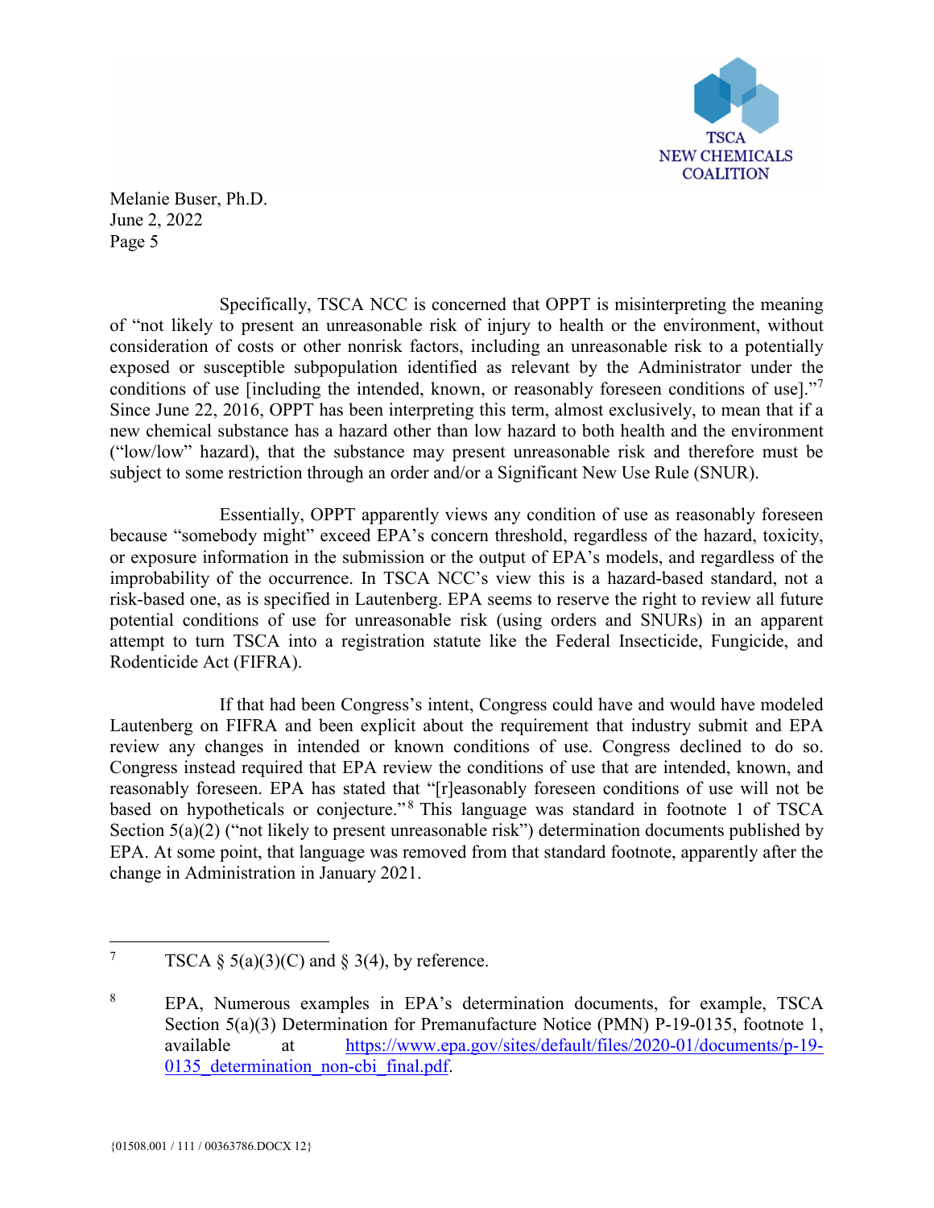Specifically, TSCA NCC is concerned that OPPT is misinterpreting the meaning of "not likely to present an unreasonable risk of injury to health or the environment, without consideration of costs or other nonrisk factors, including an unreasonable risk to a potentially exposed or susceptible subpopulation identified as relevant by the Administrator under the conditions of use [including the intended, known, or reasonably foreseen conditions of use]."[7] Since June 22, 2016, OPPT has been interpreting this term, almost exclusively, to mean that if a new chemical substance has a hazard other than low hazard to both health and the environment ("low/low" hazard), that the substance may present unreasonable risk and therefore must be subject to some restriction through an order and/or a Significant New Use Rule (SNUR).

Essentially, OPPT apparently views any condition of use as reasonably foreseen because "somebody might" exceed EPA's concern threshold, regardless of the hazard, toxicity, or exposure information in the submission or the output of EPA's models, and regardless of the improbability of the occurrence. In TSCA NCC's view this is a hazard-based standard, not a risk-based one, as is specified in Lautenberg. EPA seems to reserve the right to review all future potential conditions of use for unreasonable risk (using orders and SNURs) in an apparent attempt to turn TSCA into a registration statute like the Federal Insecticide, Fungicide, and Rodenticide Act (FIFRA).

If that had been Congress's intent, Congress could have and would have modeled Lautenberg on FIFRA and been explicit about the requirement that industry submit and EPA review any changes in intended or known conditions of use. Congress declined to do so. Congress instead required that EPA review the conditions of use that are intended, known, and reasonably foreseen. EPA has stated that "[r]easonably foreseen conditions of use will not be based on hypotheticals or conjecture."[8] This language was standard in footnote 1 of TSCA Section 5(a)(2) ("not likely to present unreasonable risk") determination documents published by EPA. At some point, that language was removed from that standard footnote, apparently after the change in Administration in January 2021.

---

[7] TSCA § 5(a)(3)(C) and § 3(4), by reference.

[8] EPA, Numerous examples in EPA's determination documents, for example, TSCA Section 5(a)(3) Determination for Premanufacture Notice (PMN) P-19-0135, footnote 1, available at https://www.epa.gov/sites/default/files/2020-01/documents/p-19-0135_determination_non-cbi_final.pdf.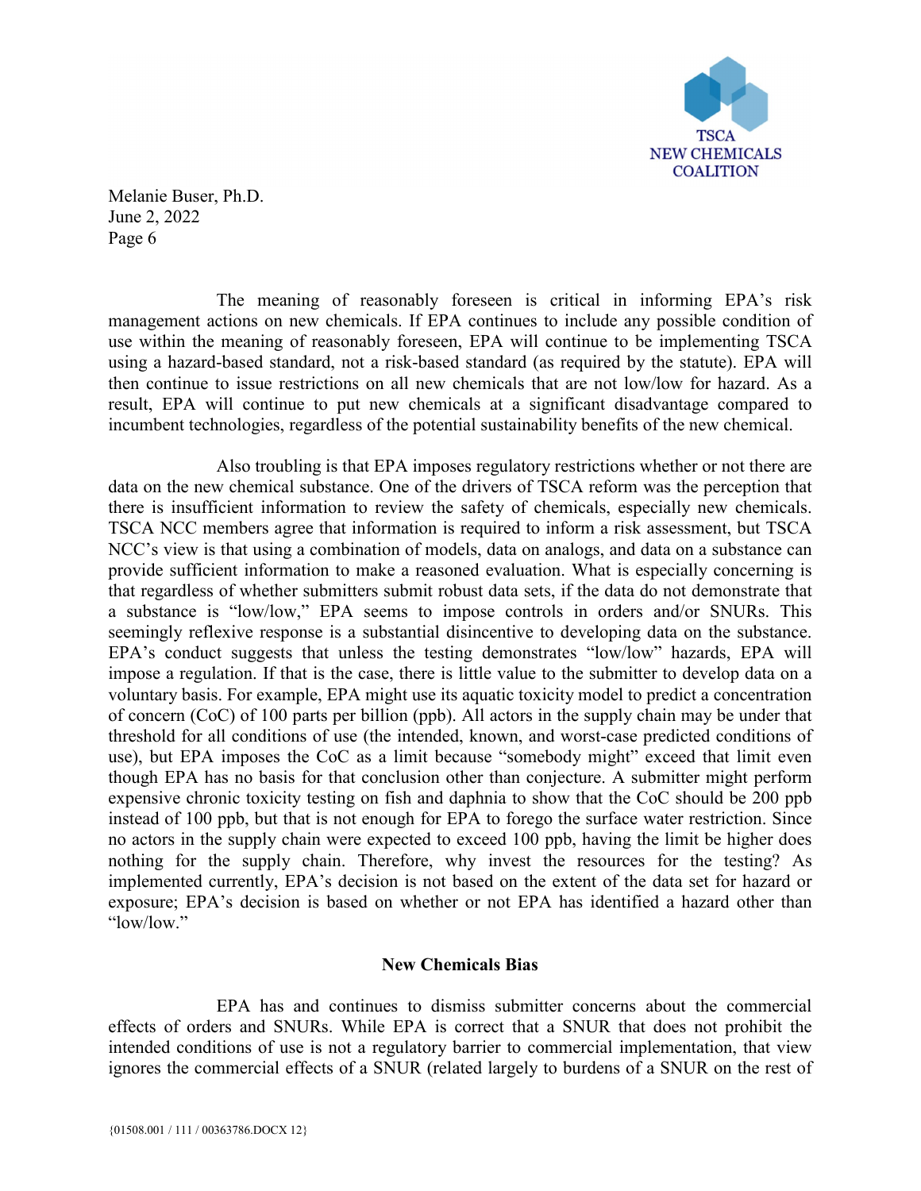The meaning of reasonably foreseen is critical in informing EPA's risk management actions on new chemicals. If EPA continues to include any possible condition of use within the meaning of reasonably foreseen, EPA will continue to be implementing TSCA using a hazard-based standard, not a risk-based standard (as required by the statute). EPA will then continue to issue restrictions on all new chemicals that are not low/low for hazard. As a result, EPA will continue to put new chemicals at a significant disadvantage compared to incumbent technologies, regardless of the potential sustainability benefits of the new chemical.

Also troubling is that EPA imposes regulatory restrictions whether or not there are data on the new chemical substance. One of the drivers of TSCA reform was the perception that there is insufficient information to review the safety of chemicals, especially new chemicals. TSCA NCC members agree that information is required to inform a risk assessment, but TSCA NCC's view is that using a combination of models, data on analogs, and data on a substance can provide sufficient information to make a reasoned evaluation. What is especially concerning is that regardless of whether submitters submit robust data sets, if the data do not demonstrate that a substance is "low/low," EPA seems to impose controls in orders and/or SNURs. This seemingly reflexive response is a substantial disincentive to developing data on the substance. EPA's conduct suggests that unless the testing demonstrates "low/low" hazards, EPA will impose a regulation. If that is the case, there is little value to the submitter to develop data on a voluntary basis. For example, EPA might use its aquatic toxicity model to predict a concentration of concern (CoC) of 100 parts per billion (ppb). All actors in the supply chain may be under that threshold for all conditions of use (the intended, known, and worst-case predicted conditions of use), but EPA imposes the CoC as a limit because "somebody might" exceed that limit even though EPA has no basis for that conclusion other than conjecture. A submitter might perform expensive chronic toxicity testing on fish and daphnia to show that the CoC should be 200 ppb instead of 100 ppb, but that is not enough for EPA to forego the surface water restriction. Since no actors in the supply chain were expected to exceed 100 ppb, having the limit be higher does nothing for the supply chain. Therefore, why invest the resources for the testing? As implemented currently, EPA's decision is not based on the extent of the data set for hazard or exposure; EPA's decision is based on whether or not EPA has identified a hazard other than "low/low."

**New Chemicals Bias**

EPA has and continues to dismiss submitter concerns about the commercial effects of orders and SNURs. While EPA is correct that a SNUR that does not prohibit the intended conditions of use is not a regulatory barrier to commercial implementation, that view ignores the commercial effects of a SNUR (related largely to burdens of a SNUR on the rest of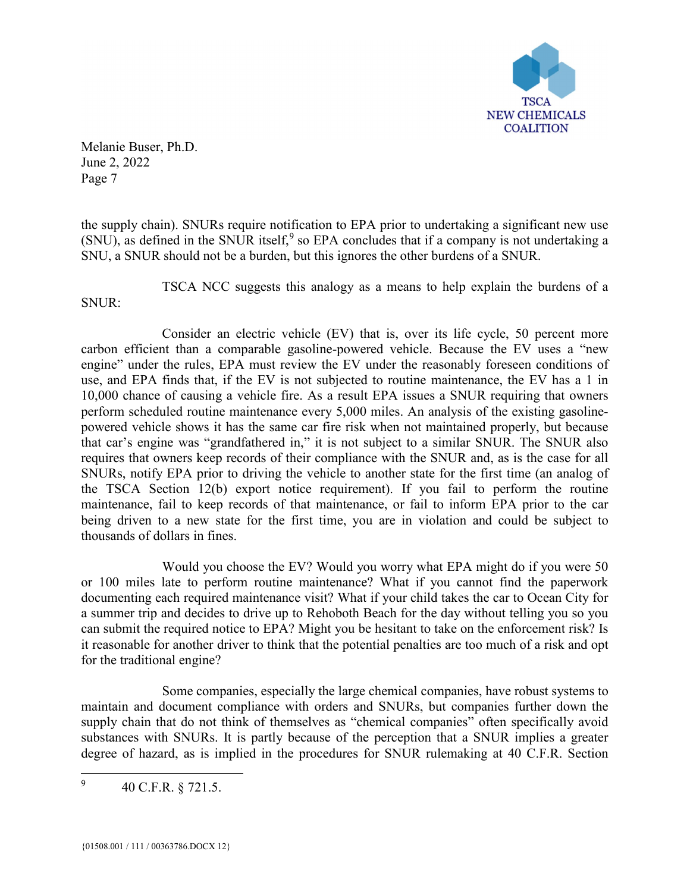the supply chain). SNURs require notification to EPA prior to undertaking a significant new use (SNU), as defined in the SNUR itself,[9] so EPA concludes that if a company is not undertaking a SNU, a SNUR should not be a burden, but this ignores the other burdens of a SNUR.

TSCA NCC suggests this analogy as a means to help explain the burdens of a SNUR:

Consider an electric vehicle (EV) that is, over its life cycle, 50 percent more carbon efficient than a comparable gasoline-powered vehicle. Because the EV uses a "new engine" under the rules, EPA must review the EV under the reasonably foreseen conditions of use, and EPA finds that, if the EV is not subjected to routine maintenance, the EV has a 1 in 10,000 chance of causing a vehicle fire. As a result EPA issues a SNUR requiring that owners perform scheduled routine maintenance every 5,000 miles. An analysis of the existing gasoline-powered vehicle shows it has the same car fire risk when not maintained properly, but because that car's engine was "grandfathered in," it is not subject to a similar SNUR. The SNUR also requires that owners keep records of their compliance with the SNUR and, as is the case for all SNURs, notify EPA prior to driving the vehicle to another state for the first time (an analog of the TSCA Section 12(b) export notice requirement). If you fail to perform the routine maintenance, fail to keep records of that maintenance, or fail to inform EPA prior to the car being driven to a new state for the first time, you are in violation and could be subject to thousands of dollars in fines.

Would you choose the EV? Would you worry what EPA might do if you were 50 or 100 miles late to perform routine maintenance? What if you cannot find the paperwork documenting each required maintenance visit? What if your child takes the car to Ocean City for a summer trip and decides to drive up to Rehoboth Beach for the day without telling you so you can submit the required notice to EPA? Might you be hesitant to take on the enforcement risk? Is it reasonable for another driver to think that the potential penalties are too much of a risk and opt for the traditional engine?

Some companies, especially the large chemical companies, have robust systems to maintain and document compliance with orders and SNURs, but companies further down the supply chain that do not think of themselves as "chemical companies" often specifically avoid substances with SNURs. It is partly because of the perception that a SNUR implies a greater degree of hazard, as is implied in the procedures for SNUR rulemaking at 40 C.F.R. Section

[9] 40 C.F.R. § 721.5.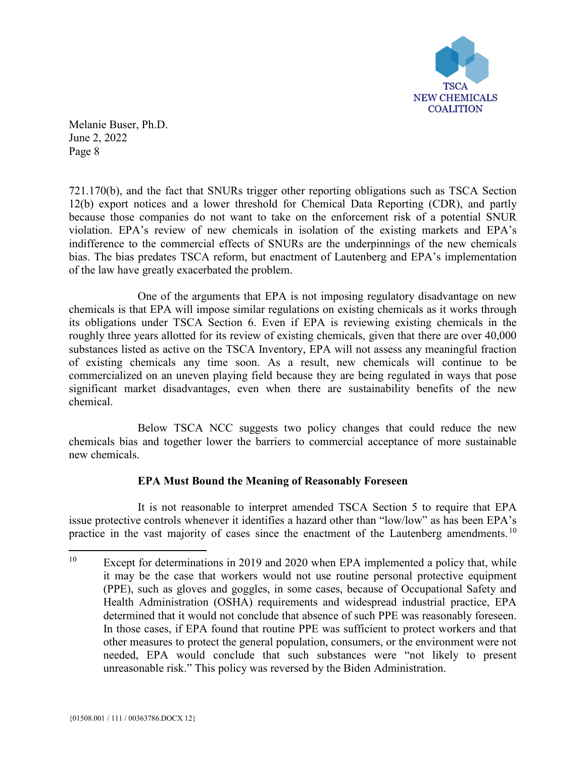721.170(b), and the fact that SNURs trigger other reporting obligations such as TSCA Section 12(b) export notices and a lower threshold for Chemical Data Reporting (CDR), and partly because those companies do not want to take on the enforcement risk of a potential SNUR violation. EPA's review of new chemicals in isolation of the existing markets and EPA's indifference to the commercial effects of SNURs are the underpinnings of the new chemicals bias. The bias predates TSCA reform, but enactment of Lautenberg and EPA's implementation of the law have greatly exacerbated the problem.

One of the arguments that EPA is not imposing regulatory disadvantage on new chemicals is that EPA will impose similar regulations on existing chemicals as it works through its obligations under TSCA Section 6. Even if EPA is reviewing existing chemicals in the roughly three years allotted for its review of existing chemicals, given that there are over 40,000 substances listed as active on the TSCA Inventory, EPA will not assess any meaningful fraction of existing chemicals any time soon. As a result, new chemicals will continue to be commercialized on an uneven playing field because they are being regulated in ways that pose significant market disadvantages, even when there are sustainability benefits of the new chemical.

Below TSCA NCC suggests two policy changes that could reduce the new chemicals bias and together lower the barriers to commercial acceptance of more sustainable new chemicals.

## EPA Must Bound the Meaning of Reasonably Foreseen

It is not reasonable to interpret amended TSCA Section 5 to require that EPA issue protective controls whenever it identifies a hazard other than "low/low" as has been EPA's practice in the vast majority of cases since the enactment of the Lautenberg amendments.[10]

[10] Except for determinations in 2019 and 2020 when EPA implemented a policy that, while it may be the case that workers would not use routine personal protective equipment (PPE), such as gloves and goggles, in some cases, because of Occupational Safety and Health Administration (OSHA) requirements and widespread industrial practice, EPA determined that it would not conclude that absence of such PPE was reasonably foreseen. In those cases, if EPA found that routine PPE was sufficient to protect workers and that other measures to protect the general population, consumers, or the environment were not needed, EPA would conclude that such substances were "not likely to present unreasonable risk." This policy was reversed by the Biden Administration.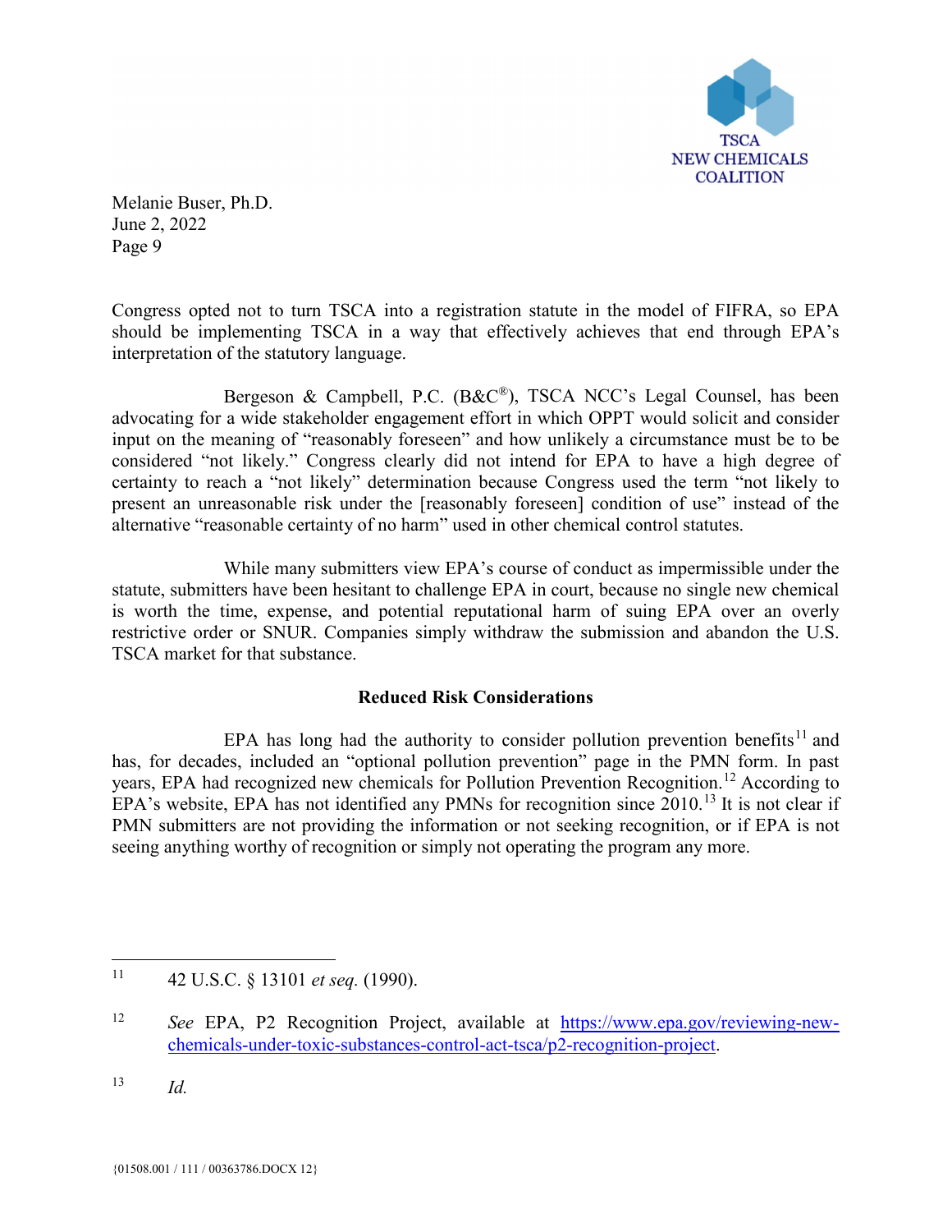Congress opted not to turn TSCA into a registration statute in the model of FIFRA, so EPA should be implementing TSCA in a way that effectively achieves that end through EPA's interpretation of the statutory language.

Bergeson & Campbell, P.C. (B&C®), TSCA NCC's Legal Counsel, has been advocating for a wide stakeholder engagement effort in which OPPT would solicit and consider input on the meaning of "reasonably foreseen" and how unlikely a circumstance must be to be considered "not likely." Congress clearly did not intend for EPA to have a high degree of certainty to reach a "not likely" determination because Congress used the term "not likely to present an unreasonable risk under the [reasonably foreseen] condition of use" instead of the alternative "reasonable certainty of no harm" used in other chemical control statutes.

While many submitters view EPA's course of conduct as impermissible under the statute, submitters have been hesitant to challenge EPA in court, because no single new chemical is worth the time, expense, and potential reputational harm of suing EPA over an overly restrictive order or SNUR. Companies simply withdraw the submission and abandon the U.S. TSCA market for that substance.

**Reduced Risk Considerations**

EPA has long had the authority to consider pollution prevention benefits[11] and has, for decades, included an "optional pollution prevention" page in the PMN form. In past years, EPA had recognized new chemicals for Pollution Prevention Recognition.[12] According to EPA's website, EPA has not identified any PMNs for recognition since 2010.[13] It is not clear if PMN submitters are not providing the information or not seeking recognition, or if EPA is not seeing anything worthy of recognition or simply not operating the program any more.

---

[11] 42 U.S.C. § 13101 *et seq.* (1990).

[12] *See* EPA, P2 Recognition Project, available at https://www.epa.gov/reviewing-new-chemicals-under-toxic-substances-control-act-tsca/p2-recognition-project.

[13] *Id.*

{01508.001 / 111 / 00363786.DOCX 12}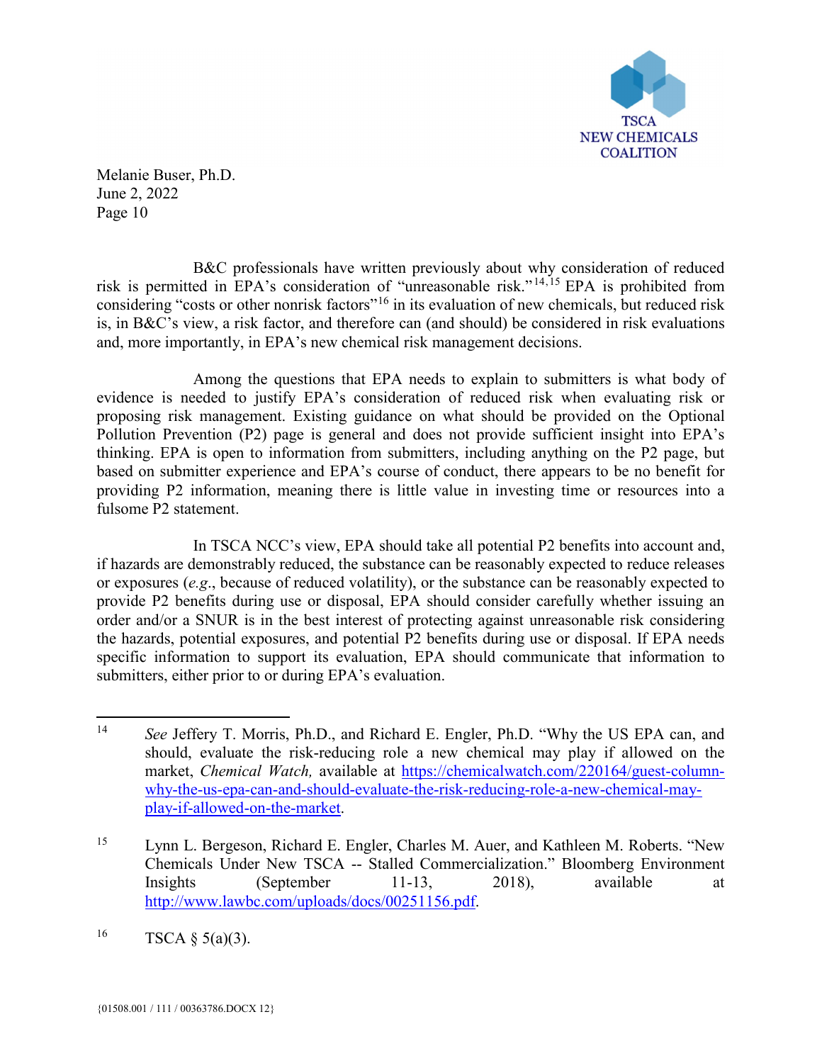B&C professionals have written previously about why consideration of reduced risk is permitted in EPA's consideration of "unreasonable risk."[14,15] EPA is prohibited from considering "costs or other nonrisk factors"[16] in its evaluation of new chemicals, but reduced risk is, in B&C's view, a risk factor, and therefore can (and should) be considered in risk evaluations and, more importantly, in EPA's new chemical risk management decisions.

Among the questions that EPA needs to explain to submitters is what body of evidence is needed to justify EPA's consideration of reduced risk when evaluating risk or proposing risk management. Existing guidance on what should be provided on the Optional Pollution Prevention (P2) page is general and does not provide sufficient insight into EPA's thinking. EPA is open to information from submitters, including anything on the P2 page, but based on submitter experience and EPA's course of conduct, there appears to be no benefit for providing P2 information, meaning there is little value in investing time or resources into a fulsome P2 statement.

In TSCA NCC's view, EPA should take all potential P2 benefits into account and, if hazards are demonstrably reduced, the substance can be reasonably expected to reduce releases or exposures (*e.g*., because of reduced volatility), or the substance can be reasonably expected to provide P2 benefits during use or disposal, EPA should consider carefully whether issuing an order and/or a SNUR is in the best interest of protecting against unreasonable risk considering the hazards, potential exposures, and potential P2 benefits during use or disposal. If EPA needs specific information to support its evaluation, EPA should communicate that information to submitters, either prior to or during EPA's evaluation.

---

[14] *See* Jeffery T. Morris, Ph.D., and Richard E. Engler, Ph.D. "Why the US EPA can, and should, evaluate the risk-reducing role a new chemical may play if allowed on the market, *Chemical Watch,* available at https://chemicalwatch.com/220164/guest-column-why-the-us-epa-can-and-should-evaluate-the-risk-reducing-role-a-new-chemical-may-play-if-allowed-on-the-market.

[15] Lynn L. Bergeson, Richard E. Engler, Charles M. Auer, and Kathleen M. Roberts. "New Chemicals Under New TSCA -- Stalled Commercialization." Bloomberg Environment Insights (September 11-13, 2018), available at http://www.lawbc.com/uploads/docs/00251156.pdf.

[16] TSCA § 5(a)(3).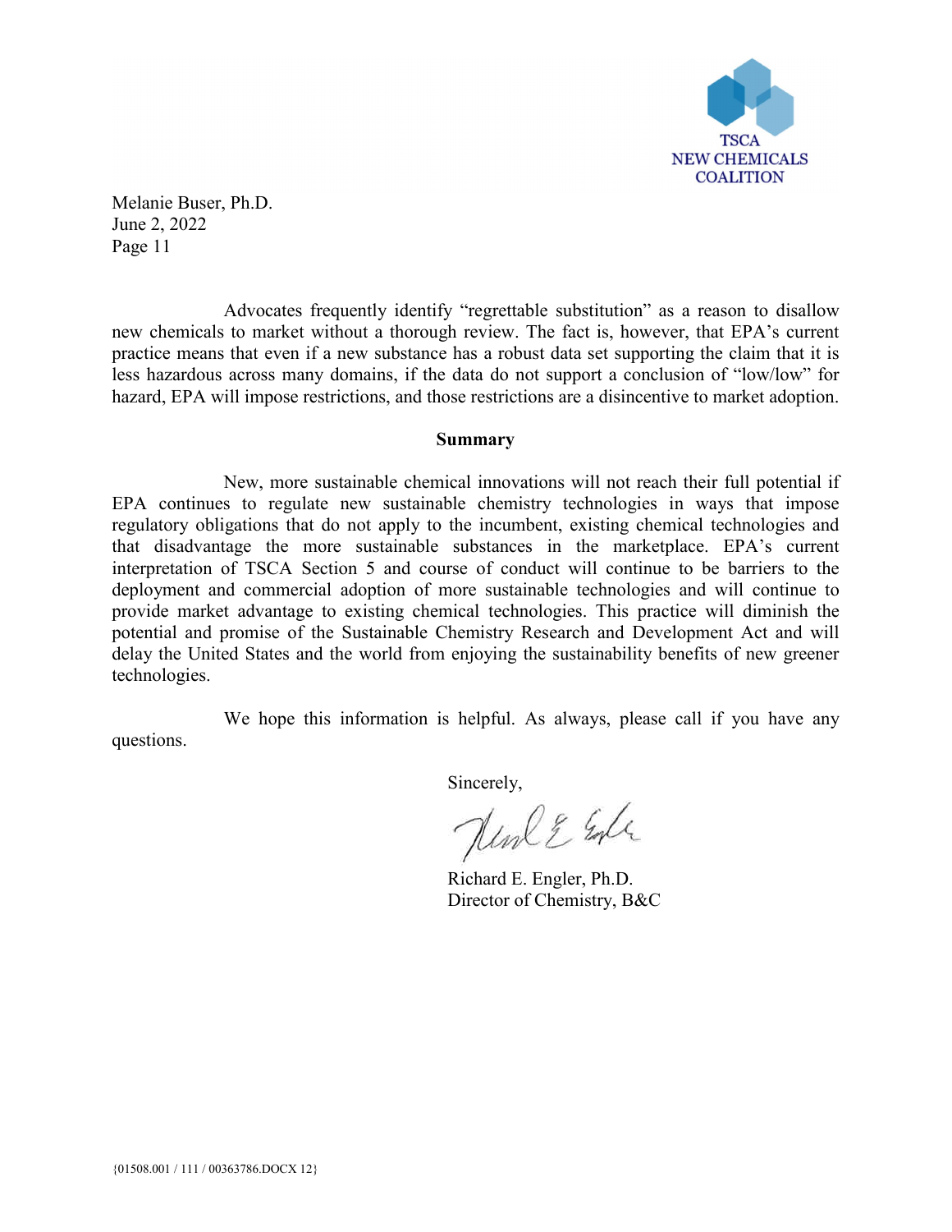Advocates frequently identify "regrettable substitution" as a reason to disallow new chemicals to market without a thorough review. The fact is, however, that EPA's current practice means that even if a new substance has a robust data set supporting the claim that it is less hazardous across many domains, if the data do not support a conclusion of "low/low" for hazard, EPA will impose restrictions, and those restrictions are a disincentive to market adoption.

**Summary**

New, more sustainable chemical innovations will not reach their full potential if EPA continues to regulate new sustainable chemistry technologies in ways that impose regulatory obligations that do not apply to the incumbent, existing chemical technologies and that disadvantage the more sustainable substances in the marketplace. EPA's current interpretation of TSCA Section 5 and course of conduct will continue to be barriers to the deployment and commercial adoption of more sustainable technologies and will continue to provide market advantage to existing chemical technologies. This practice will diminish the potential and promise of the Sustainable Chemistry Research and Development Act and will delay the United States and the world from enjoying the sustainability benefits of new greener technologies.

We hope this information is helpful. As always, please call if you have any questions.

Sincerely,

Richard E. Engler, Ph.D.
Director of Chemistry, B&C

{01508.001 / 111 / 00363786.DOCX 12}